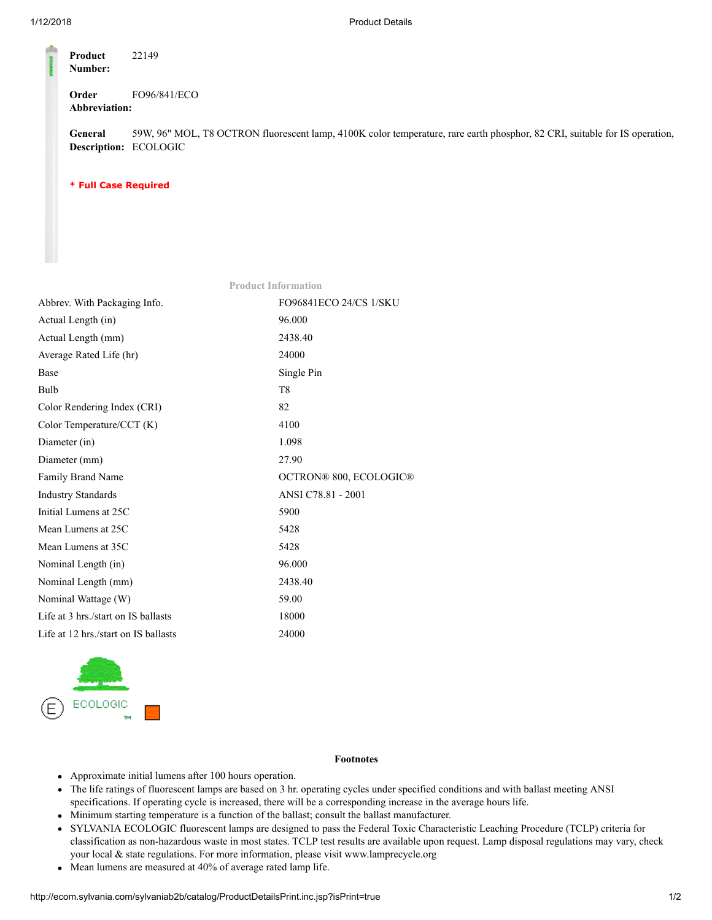**Product Number:** 22149

**Order Abbreviation:** FO96/841/ECO

**General Description:** 59W, 96" MOL, T8 OCTRON fluorescent lamp, 4100K color temperature, rare earth phosphor, 82 CRI, suitable for IS operation, ECOLOGIC

*** Full Case Required**

## Product Information

| | |
|---|---|
| Abbrev. With Packaging Info. | FO96841ECO 24/CS 1/SKU |
| Actual Length (in) | 96.000 |
| Actual Length (mm) | 2438.40 |
| Average Rated Life (hr) | 24000 |
| Base | Single Pin |
| Bulb | T8 |
| Color Rendering Index (CRI) | 82 |
| Color Temperature/CCT (K) | 4100 |
| Diameter (in) | 1.098 |
| Diameter (mm) | 27.90 |
| Family Brand Name | OCTRON® 800, ECOLOGIC® |
| Industry Standards | ANSI C78.81 - 2001 |
| Initial Lumens at 25C | 5900 |
| Mean Lumens at 25C | 5428 |
| Mean Lumens at 35C | 5428 |
| Nominal Length (in) | 96.000 |
| Nominal Length (mm) | 2438.40 |
| Nominal Wattage (W) | 59.00 |
| Life at 3 hrs./start on IS ballasts | 18000 |
| Life at 12 hrs./start on IS ballasts | 24000 |

E ECOLOGIC ™

## Footnotes

- Approximate initial lumens after 100 hours operation.
- The life ratings of fluorescent lamps are based on 3 hr. operating cycles under specified conditions and with ballast meeting ANSI specifications. If operating cycle is increased, there will be a corresponding increase in the average hours life.
- Minimum starting temperature is a function of the ballast; consult the ballast manufacturer.
- SYLVANIA ECOLOGIC fluorescent lamps are designed to pass the Federal Toxic Characteristic Leaching Procedure (TCLP) criteria for classification as non-hazardous waste in most states. TCLP test results are available upon request. Lamp disposal regulations may vary, check your local & state regulations. For more information, please visit www.lamprecycle.org
- Mean lumens are measured at 40% of average rated lamp life.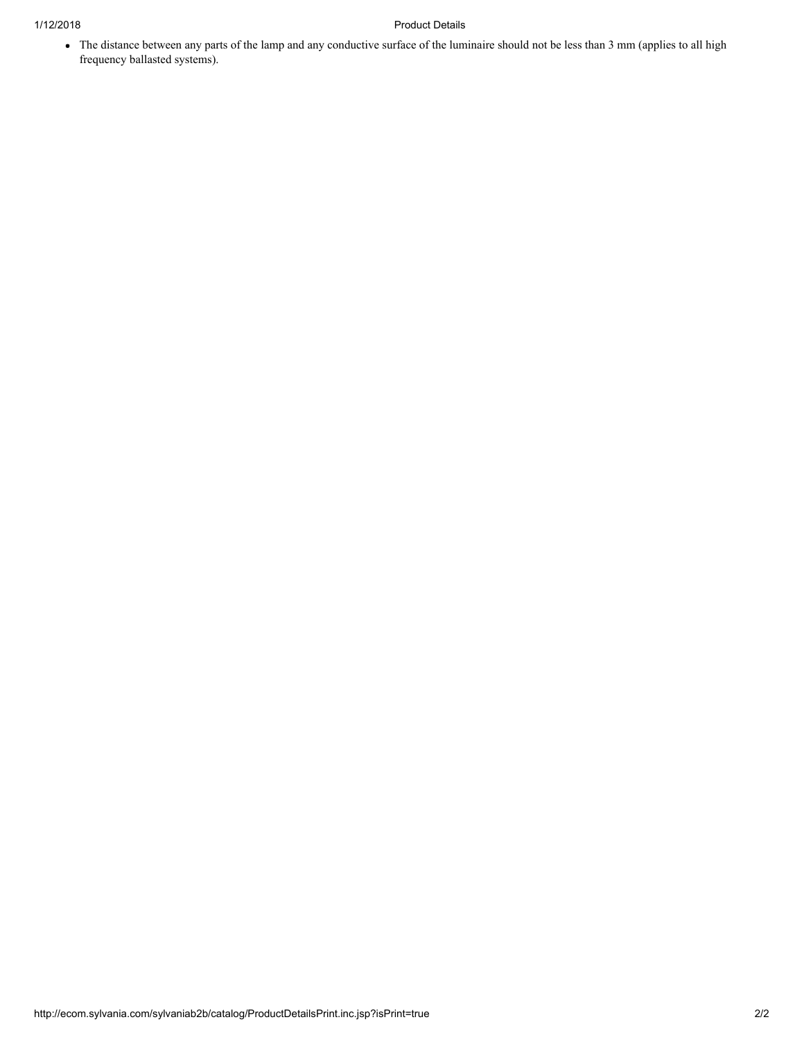- The distance between any parts of the lamp and any conductive surface of the luminaire should not be less than 3 mm (applies to all high frequency ballasted systems).